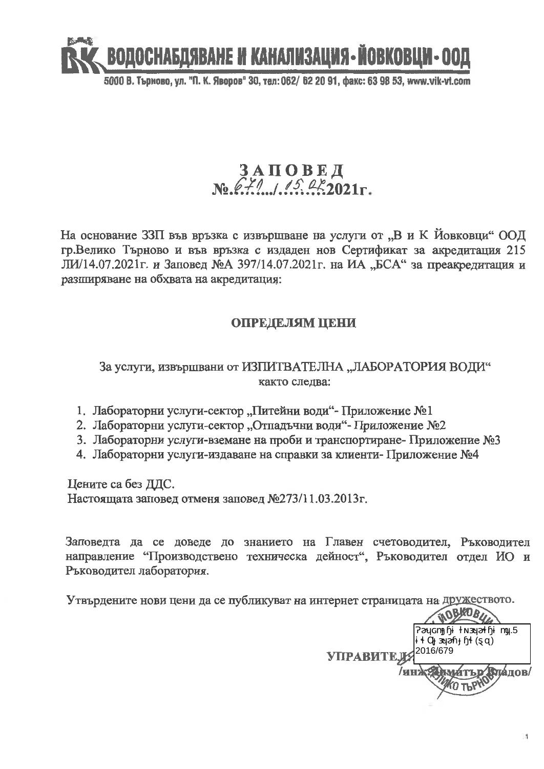# ВОДОСНАБДЯВАНЕ И КАНАЛИЗАЦИЯ - ЙОВКОВЦИ - ООД

5000 В. Търново, ул. "П. К. Яворов" 30, тел: 062/ 62 20 91, факс: 63 98 53, www.vik-vt.com

## ЗАПОВЕД
## №671/15.07.2021г.

На основание ЗЗП във връзка с извършване на услуги от „В и К Йовковци" ООД гр.Велико Търново и във връзка с издаден нов Сертификат за акредитация 215 ЛИ/14.07.2021г. и Заповед №А 397/14.07.2021г. на ИА „БСА" за преакредитация и разширяване на обхвата на акредитация:

### ОПРЕДЕЛЯМ ЦЕНИ

За услуги, извършвани от ИЗПИТВАТЕЛНА „ЛАБОРАТОРИЯ ВОДИ" както следва:

1. Лабораторни услуги-сектор „Питейни води"- Приложение №1
2. Лабораторни услуги-сектор „Отпадъчни води"- Приложение №2
3. Лабораторни услуги-вземане на проби и транспортиране- Приложение №3
4. Лабораторни услуги-издаване на справки за клиенти- Приложение №4

Цените са без ДДС.
Настоящата заповед отменя заповед №273/11.03.2013г.

Заповедта да се доведе до знанието на Главен счетоводител, Ръководител направление "Производствено техническа дейност", Ръководител отдел ИО и Ръководител лаборатория.

Утвърдените нови цени да се публикуват на интернет страницата на дружеството.

УПРАВИТЕЛ:
/инж. Димитър Владов/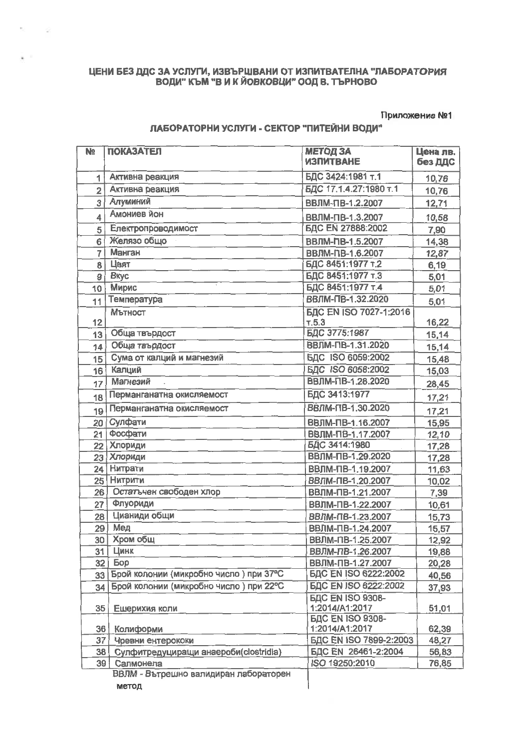**ЦЕНИ БЕЗ ДДС ЗА УСЛУГИ, ИЗВЪРШВАНИ ОТ ИЗПИТВАТЕЛНА "ЛАБОРАТОРИЯ ВОДИ" КЪМ "В И К ЙОВКОВЦИ" ООД В. ТЪРНОВО**

Приложение №1

**ЛАБОРАТОРНИ УСЛУГИ - СЕКТОР "ПИТЕЙНИ ВОДИ"**

| № | ПОКАЗАТЕЛ | *МЕТОД ЗА ИЗПИТВАНЕ* | Цена лв. без ДДС |
|---|---|---|---|
| 1 | Активна реакция | БДС 3424:1981 т.1 | 10,76 |
| 2 | Активна реакция | БДС 17.1.4.27:1980 т.1 | 10,76 |
| 3 | Алуминий | ВВЛМ-ПВ-1.2.2007 | 12,71 |
| 4 | Амониев йон | ВВЛМ-ПВ-1.3.2007 | 10,58 |
| 5 | Електропроводимост | БДС EN 27888:2002 | 7,90 |
| 6 | Желязо общо | ВВЛМ-ПВ-1.5.2007 | 14,38 |
| 7 | Манган | ВВЛМ-ПВ-1.6.2007 | 12,87 |
| 8 | Цвят | БДС 8451:1977 т.2 | 6,19 |
| 9 | Вкус | БДС 8451:1977 т.3 | 5,01 |
| 10 | Мирис | БДС 8451:1977 т.4 | 5,01 |
| 11 | Температура | ВВЛМ-ПВ-1.32.2020 | 5,01 |
| 12 | Мътност | БДС EN ISO 7027-1:2016 т.5.3 | 16,22 |
| 13 | Обща твърдост | БДС 3775:1987 | 15,14 |
| 14 | Обща твърдост | ВВЛМ-ПВ-1.31.2020 | 15,14 |
| 15 | Сума от калций и магнезий | БДС ISO 6059:2002 | 15,48 |
| 16 | Калций | БДС ISO 6058:2002 | 15,03 |
| 17 | Магнезий | ВВЛМ-ПВ-1.28.2020 | 28,45 |
| 18 | Перманганатна окисляемост | БДС 3413:1977 | 17,21 |
| 19 | Перманганатна окисляемост | ВВЛМ-ПВ-1.30.2020 | 17,21 |
| 20 | Сулфати | ВВЛМ-ПВ-1.16.2007 | 15,95 |
| 21 | Фосфати | ВВЛМ-ПВ-1.17.2007 | 12,10 |
| 22 | Хлориди | БДС 3414:1980 | 17,28 |
| 23 | Хлориди | ВВЛМ-ПВ-1.29.2020 | 17,28 |
| 24 | Нитрати | ВВЛМ-ПВ-1.19.2007 | 11,63 |
| 25 | Нитрити | ВВЛМ-ПВ-1.20.2007 | 10,02 |
| 26 | Остатъчен свободен хлор | ВВЛМ-ПВ-1.21.2007 | 7,39 |
| 27 | Флуориди | ВВЛМ-ПВ-1.22.2007 | 10,61 |
| 28 | Цианиди общи | ВВЛМ-ПВ-1.23.2007 | 15,73 |
| 29 | Мед | ВВЛМ-ПВ-1.24.2007 | 15,57 |
| 30 | Хром общ | ВВЛМ-ПВ-1.25.2007 | 12,92 |
| 31 | Цинк | ВВЛМ-ПВ-1.26.2007 | 19,88 |
| 32 | Бор | ВВЛМ-ПВ-1.27.2007 | 20,28 |
| 33 | Брой колонии (микробно число ) при 37°C | БДС EN ISO 6222:2002 | 40,56 |
| 34 | Брой колонии (микробно число ) при 22°C | БДС EN ISO 6222:2002 | 37,93 |
| 35 | Ешерихия коли | БДС EN ISO 9308-1:2014/A1:2017 | 51,01 |
| 36 | Колиформи | БДС EN ISO 9308-1:2014/A1:2017 | 62,39 |
| 37 | Чревни ентерококи | БДС EN ISO 7899-2:2003 | 48,27 |
| 38 | Сулфитредуциращи анаероби(clostridia) | БДС EN 26461-2:2004 | 56,83 |
| 39 | Салмонела | ISO 19250:2010 | 76,85 |

ВВЛМ - *Вътрешно валидиран лабораторен* метод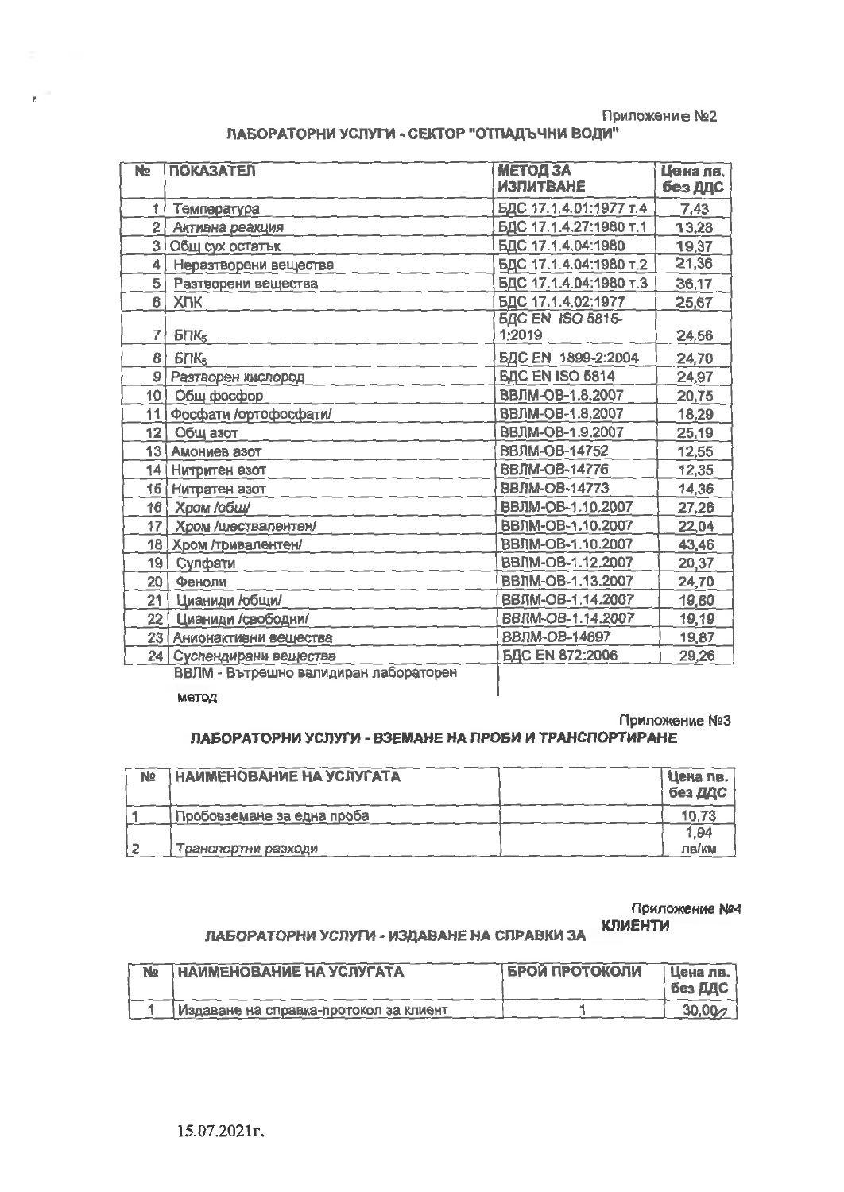Приложение №2

## ЛАБОРАТОРНИ УСЛУГИ - СЕКТОР "ОТПАДЪЧНИ ВОДИ"

| № | ПОКАЗАТЕЛ | МЕТОД ЗА ИЗПИТВАНЕ | Цена лв. без ДДС |
|---|---|---|---|
| 1 | Температура | БДС 17.1.4.01:1977 т.4 | 7,43 |
| 2 | Активна реакция | БДС 17.1.4.27:1980 т.1 | 13,28 |
| 3 | Общ сух остатък | БДС 17.1.4.04:1980 | 19,37 |
| 4 | Неразтворени вещества | БДС 17.1.4.04:1980 т.2 | 21,36 |
| 5 | Разтворени вещества | БДС 17.1.4.04:1980 т.3 | 36,17 |
| 6 | ХПК | БДС 17.1.4.02:1977 | 25,67 |
| 7 | $БПК_5$ | БДС EN ISO 5815-1:2019 | 24,56 |
| 8 | $БПК_5$ | БДС EN 1899-2:2004 | 24,70 |
| 9 | Разтворен кислород | БДС EN ISO 5814 | 24,97 |
| 10 | Общ фосфор | ВВЛМ-ОВ-1.8.2007 | 20,75 |
| 11 | Фосфати /ортофосфати/ | ВВЛМ-ОВ-1.8.2007 | 18,29 |
| 12 | Общ азот | ВВЛМ-ОВ-1.9.2007 | 25,19 |
| 13 | Амониев азот | ВВЛМ-ОВ-14752 | 12,55 |
| 14 | Нитритен азот | ВВЛМ-ОВ-14776 | 12,35 |
| 15 | Нитратен азот | ВВЛМ-ОВ-14773 | 14,36 |
| 16 | Хром /общ/ | ВВЛМ-ОВ-1.10.2007 | 27,26 |
| 17 | Хром /шествалентен/ | ВВЛМ-ОВ-1.10.2007 | 22,04 |
| 18 | Хром /тривалентен/ | ВВЛМ-ОВ-1.10.2007 | 43,46 |
| 19 | Сулфати | ВВЛМ-ОВ-1.12.2007 | 20,37 |
| 20 | Феноли | ВВЛМ-ОВ-1.13.2007 | 24,70 |
| 21 | Цианиди /общи/ | ВВЛМ-ОВ-1.14.2007 | 19,80 |
| 22 | Цианиди /свободни/ | ВВЛМ-ОВ-1.14.2007 | 19,19 |
| 23 | Анионактивни вещества | ВВЛМ-ОВ-14697 | 19,87 |
| 24 | Суспендирани вещества | БДС EN 872:2006 | 29,26 |

ВВЛМ - Вътрешно валидиран лабораторен метод

Приложение №3

## ЛАБОРАТОРНИ УСЛУГИ - ВЗЕМАНЕ НА ПРОБИ И ТРАНСПОРТИРАНЕ

| № | НАИМЕНОВАНИЕ НА УСЛУГАТА | | Цена лв. без ДДС |
|---|---|---|---|
| 1 | Пробовземане за една проба | | 10,73 |
| 2 | Транспортни разходи | | 1,94 лв/км |

Приложение №4

## ЛАБОРАТОРНИ УСЛУГИ - ИЗДАВАНЕ НА СПРАВКИ ЗА КЛИЕНТИ

| № | НАИМЕНОВАНИЕ НА УСЛУГАТА | БРОЙ ПРОТОКОЛИ | Цена лв. без ДДС |
|---|---|---|---|
| 1 | Издаване на справка-протокол за клиент | 1 | 30,00 |

15.07.2021г.